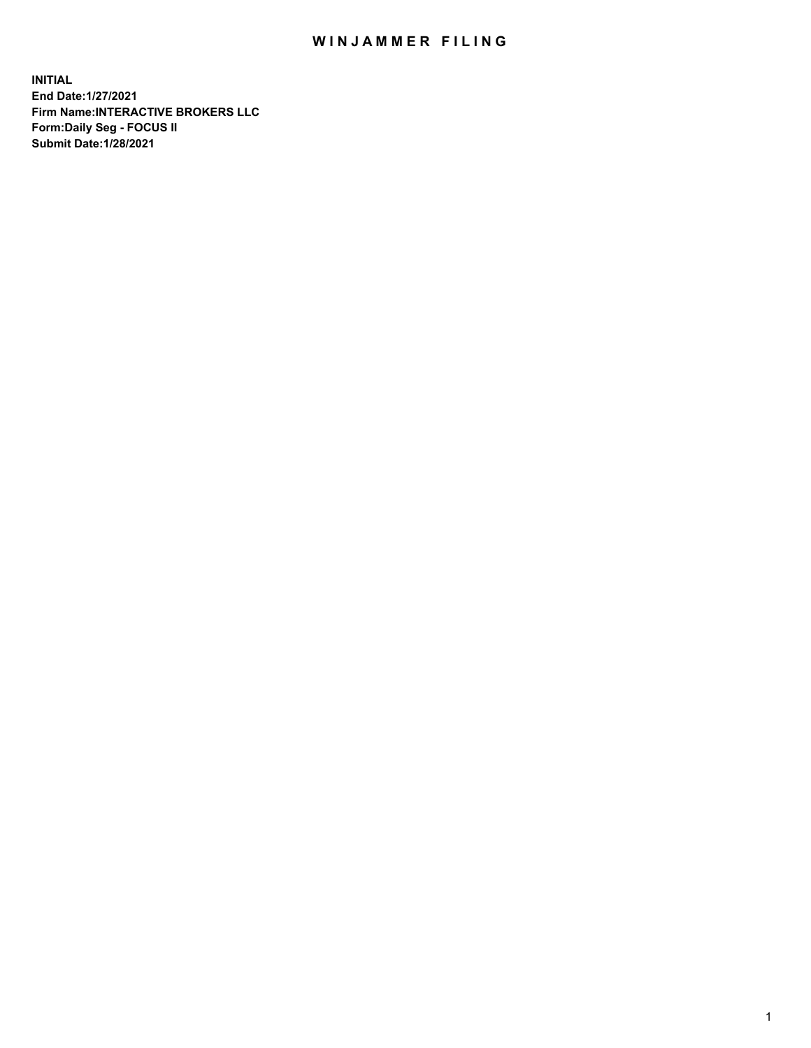# WINJAMMER FILING

**INITIAL**
**End Date:1/27/2021**
**Firm Name:INTERACTIVE BROKERS LLC**
**Form:Daily Seg - FOCUS II**
**Submit Date:1/28/2021**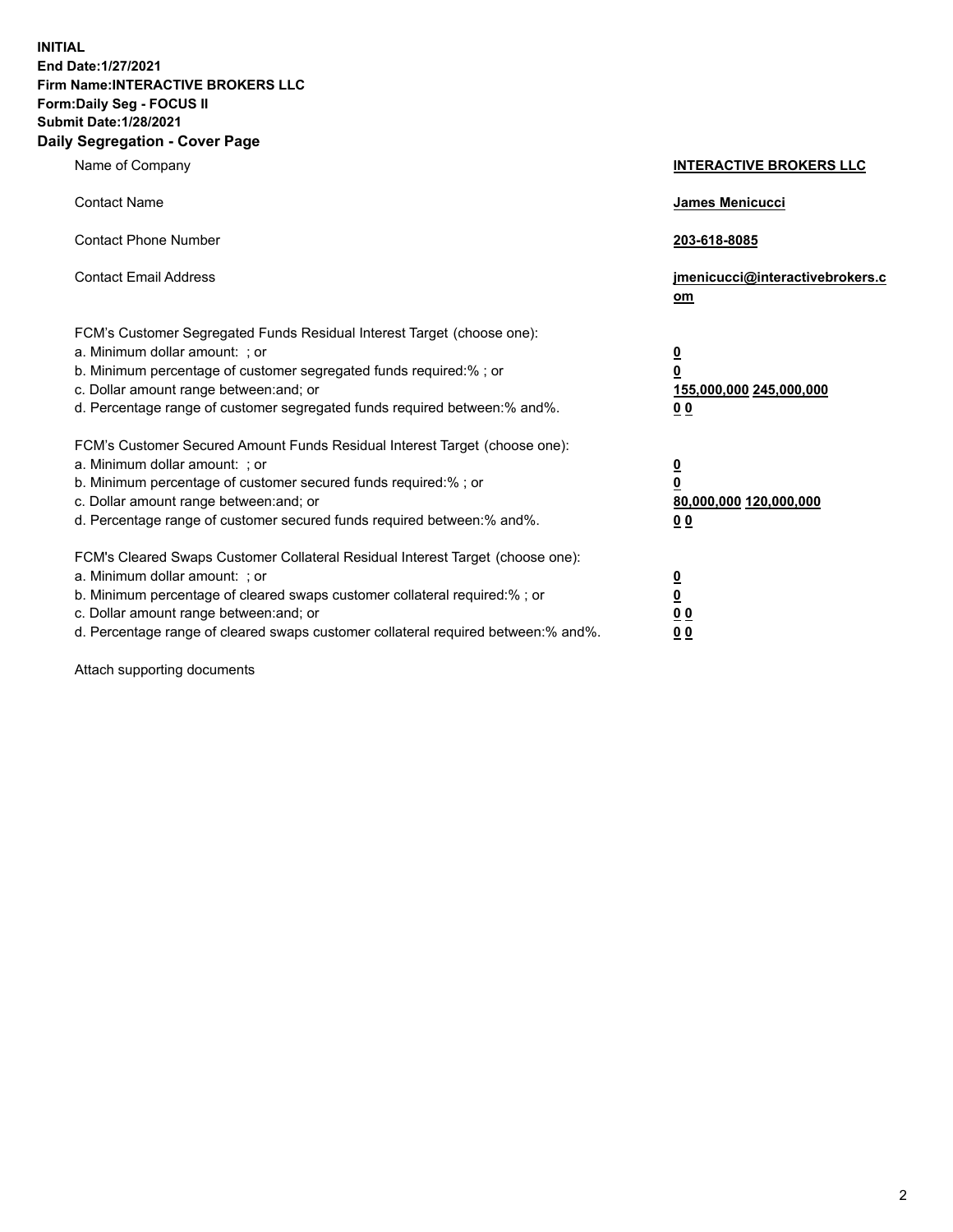**INITIAL**
**End Date:1/27/2021**
**Firm Name:INTERACTIVE BROKERS LLC**
**Form:Daily Seg - FOCUS II**
**Submit Date:1/28/2021**

## Daily Segregation - Cover Page

| | |
|---|---|
| Name of Company | **INTERACTIVE BROKERS LLC** |
| Contact Name | **James Menicucci** |
| Contact Phone Number | **203-618-8085** |
| Contact Email Address | **jmenicucci@interactivebrokers.com** |
| FCM's Customer Segregated Funds Residual Interest Target (choose one): | |
| a. Minimum dollar amount: ; or | **0** |
| b. Minimum percentage of customer segregated funds required:% ; or | **0** |
| c. Dollar amount range between:and; or | **155,000,000 245,000,000** |
| d. Percentage range of customer segregated funds required between:% and%. | **0 0** |
| FCM's Customer Secured Amount Funds Residual Interest Target (choose one): | |
| a. Minimum dollar amount: ; or | **0** |
| b. Minimum percentage of customer secured funds required:% ; or | **0** |
| c. Dollar amount range between:and; or | **80,000,000 120,000,000** |
| d. Percentage range of customer secured funds required between:% and%. | **0 0** |
| FCM's Cleared Swaps Customer Collateral Residual Interest Target (choose one): | |
| a. Minimum dollar amount: ; or | **0** |
| b. Minimum percentage of cleared swaps customer collateral required:% ; or | **0** |
| c. Dollar amount range between:and; or | **0 0** |
| d. Percentage range of cleared swaps customer collateral required between:% and%. | **0 0** |

Attach supporting documents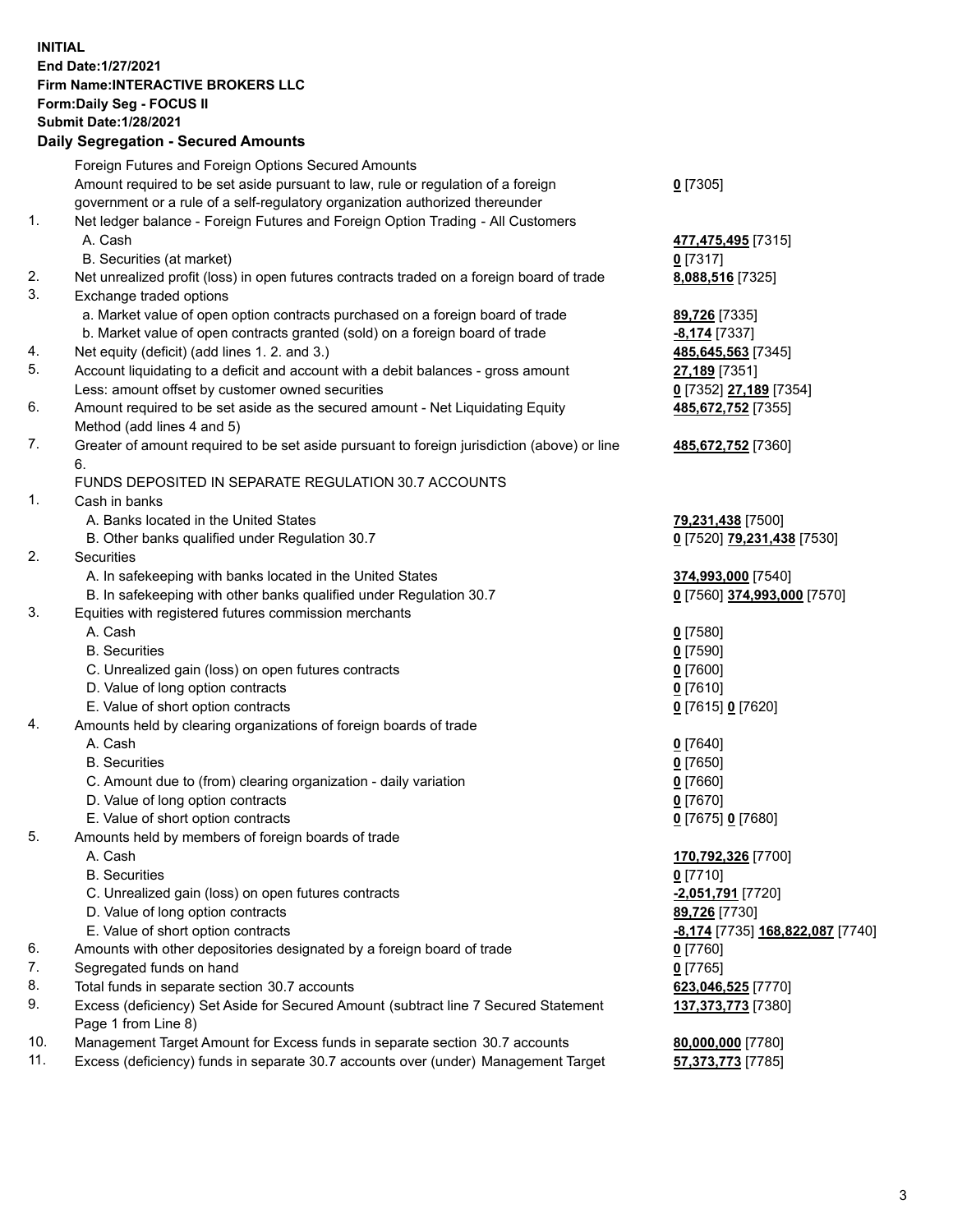**INITIAL**
**End Date:1/27/2021**
**Firm Name:INTERACTIVE BROKERS LLC**
**Form:Daily Seg - FOCUS II**
**Submit Date:1/28/2021**

## Daily Segregation - Secured Amounts

| | | |
|---|---|---|
| | Foreign Futures and Foreign Options Secured Amounts | |
| | Amount required to be set aside pursuant to law, rule or regulation of a foreign government or a rule of a self-regulatory organization authorized thereunder | **0** [7305] |
| 1. | Net ledger balance - Foreign Futures and Foreign Option Trading - All Customers | |
| | A. Cash | **477,475,495** [7315] |
| | B. Securities (at market) | **0** [7317] |
| 2. | Net unrealized profit (loss) in open futures contracts traded on a foreign board of trade | **8,088,516** [7325] |
| 3. | Exchange traded options | |
| | a. Market value of open option contracts purchased on a foreign board of trade | **89,726** [7335] |
| | b. Market value of open contracts granted (sold) on a foreign board of trade | **-8,174** [7337] |
| 4. | Net equity (deficit) (add lines 1. 2. and 3.) | **485,645,563** [7345] |
| 5. | Account liquidating to a deficit and account with a debit balances - gross amount | **27,189** [7351] |
| | Less: amount offset by customer owned securities | **0** [7352] **27,189** [7354] |
| 6. | Amount required to be set aside as the secured amount - Net Liquidating Equity Method (add lines 4 and 5) | **485,672,752** [7355] |
| 7. | Greater of amount required to be set aside pursuant to foreign jurisdiction (above) or line 6. | **485,672,752** [7360] |
| | FUNDS DEPOSITED IN SEPARATE REGULATION 30.7 ACCOUNTS | |
| 1. | Cash in banks | |
| | A. Banks located in the United States | **79,231,438** [7500] |
| | B. Other banks qualified under Regulation 30.7 | **0** [7520] **79,231,438** [7530] |
| 2. | Securities | |
| | A. In safekeeping with banks located in the United States | **374,993,000** [7540] |
| | B. In safekeeping with other banks qualified under Regulation 30.7 | **0** [7560] **374,993,000** [7570] |
| 3. | Equities with registered futures commission merchants | |
| | A. Cash | **0** [7580] |
| | B. Securities | **0** [7590] |
| | C. Unrealized gain (loss) on open futures contracts | **0** [7600] |
| | D. Value of long option contracts | **0** [7610] |
| | E. Value of short option contracts | **0** [7615] **0** [7620] |
| 4. | Amounts held by clearing organizations of foreign boards of trade | |
| | A. Cash | **0** [7640] |
| | B. Securities | **0** [7650] |
| | C. Amount due to (from) clearing organization - daily variation | **0** [7660] |
| | D. Value of long option contracts | **0** [7670] |
| | E. Value of short option contracts | **0** [7675] **0** [7680] |
| 5. | Amounts held by members of foreign boards of trade | |
| | A. Cash | **170,792,326** [7700] |
| | B. Securities | **0** [7710] |
| | C. Unrealized gain (loss) on open futures contracts | **-2,051,791** [7720] |
| | D. Value of long option contracts | **89,726** [7730] |
| | E. Value of short option contracts | **-8,174** [7735] **168,822,087** [7740] |
| 6. | Amounts with other depositories designated by a foreign board of trade | **0** [7760] |
| 7. | Segregated funds on hand | **0** [7765] |
| 8. | Total funds in separate section 30.7 accounts | **623,046,525** [7770] |
| 9. | Excess (deficiency) Set Aside for Secured Amount (subtract line 7 Secured Statement Page 1 from Line 8) | **137,373,773** [7380] |
| 10. | Management Target Amount for Excess funds in separate section 30.7 accounts | **80,000,000** [7780] |
| 11. | Excess (deficiency) funds in separate 30.7 accounts over (under) Management Target | **57,373,773** [7785] |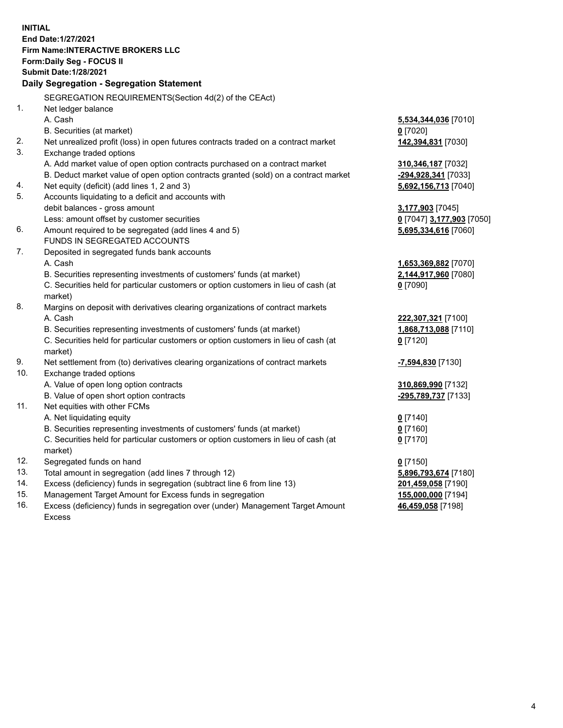**INITIAL**
**End Date:1/27/2021**
**Firm Name:INTERACTIVE BROKERS LLC**
**Form:Daily Seg - FOCUS II**
**Submit Date:1/28/2021**

**Daily Segregation - Segregation Statement**

| | SEGREGATION REQUIREMENTS(Section 4d(2) of the CEAct) | |
|---|---|---|
| 1. | Net ledger balance | |
| | A. Cash | **5,534,344,036** [7010] |
| | B. Securities (at market) | **0** [7020] |
| 2. | Net unrealized profit (loss) in open futures contracts traded on a contract market | **142,394,831** [7030] |
| 3. | Exchange traded options | |
| | A. Add market value of open option contracts purchased on a contract market | **310,346,187** [7032] |
| | B. Deduct market value of open option contracts granted (sold) on a contract market | **-294,928,341** [7033] |
| 4. | Net equity (deficit) (add lines 1, 2 and 3) | **5,692,156,713** [7040] |
| 5. | Accounts liquidating to a deficit and accounts with debit balances - gross amount | **3,177,903** [7045] |
| | Less: amount offset by customer securities | **0** [7047] **3,177,903** [7050] |
| 6. | Amount required to be segregated (add lines 4 and 5) | **5,695,334,616** [7060] |
| | FUNDS IN SEGREGATED ACCOUNTS | |
| 7. | Deposited in segregated funds bank accounts | |
| | A. Cash | **1,653,369,882** [7070] |
| | B. Securities representing investments of customers' funds (at market) | **2,144,917,960** [7080] |
| | C. Securities held for particular customers or option customers in lieu of cash (at market) | **0** [7090] |
| 8. | Margins on deposit with derivatives clearing organizations of contract markets | |
| | A. Cash | **222,307,321** [7100] |
| | B. Securities representing investments of customers' funds (at market) | **1,868,713,088** [7110] |
| | C. Securities held for particular customers or option customers in lieu of cash (at market) | **0** [7120] |
| 9. | Net settlement from (to) derivatives clearing organizations of contract markets | **-7,594,830** [7130] |
| 10. | Exchange traded options | |
| | A. Value of open long option contracts | **310,869,990** [7132] |
| | B. Value of open short option contracts | **-295,789,737** [7133] |
| 11. | Net equities with other FCMs | |
| | A. Net liquidating equity | **0** [7140] |
| | B. Securities representing investments of customers' funds (at market) | **0** [7160] |
| | C. Securities held for particular customers or option customers in lieu of cash (at market) | **0** [7170] |
| 12. | Segregated funds on hand | **0** [7150] |
| 13. | Total amount in segregation (add lines 7 through 12) | **5,896,793,674** [7180] |
| 14. | Excess (deficiency) funds in segregation (subtract line 6 from line 13) | **201,459,058** [7190] |
| 15. | Management Target Amount for Excess funds in segregation | **155,000,000** [7194] |
| 16. | Excess (deficiency) funds in segregation over (under) Management Target Amount Excess | **46,459,058** [7198] |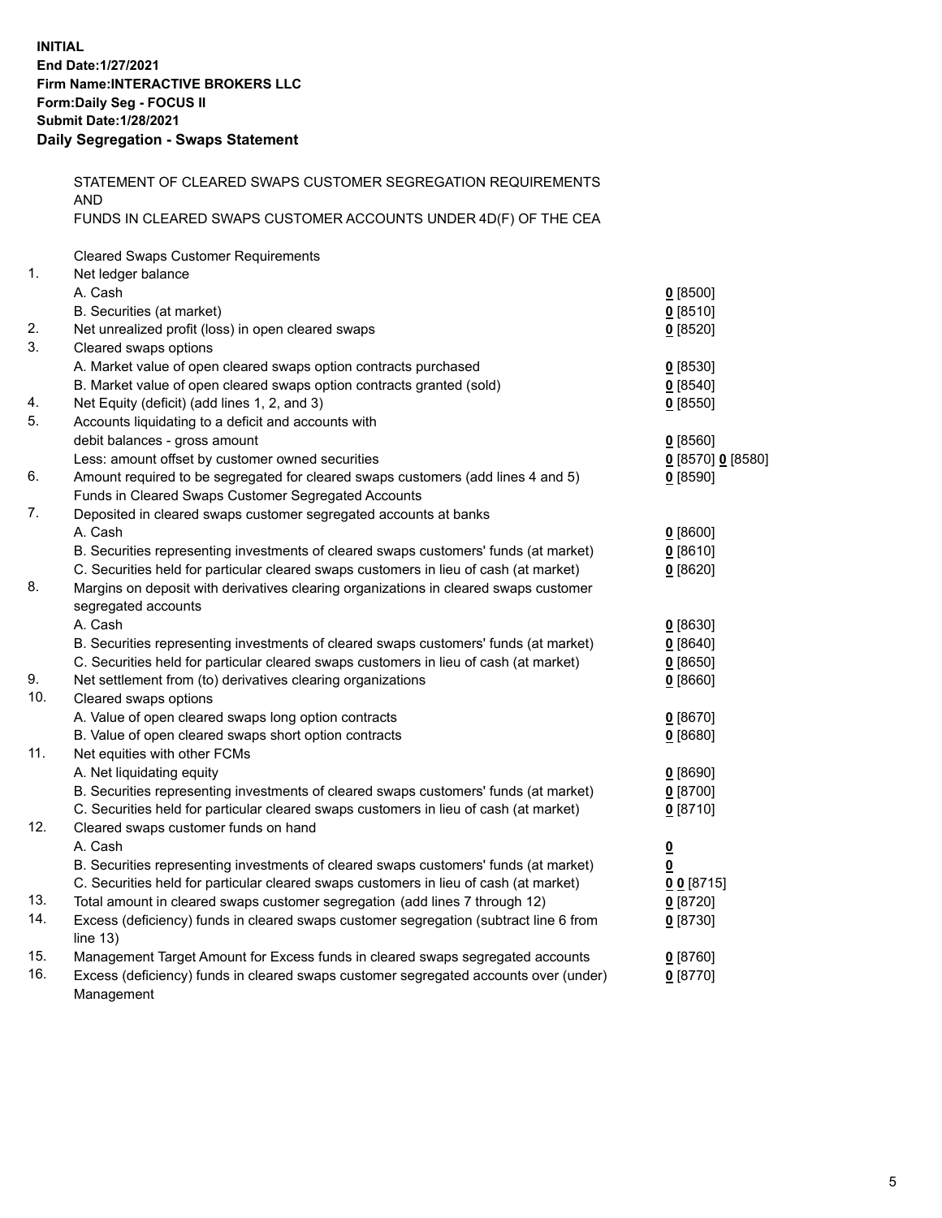**INITIAL**
**End Date:1/27/2021**
**Firm Name:INTERACTIVE BROKERS LLC**
**Form:Daily Seg - FOCUS II**
**Submit Date:1/28/2021**
**Daily Segregation - Swaps Statement**

STATEMENT OF CLEARED SWAPS CUSTOMER SEGREGATION REQUIREMENTS AND FUNDS IN CLEARED SWAPS CUSTOMER ACCOUNTS UNDER 4D(F) OF THE CEA

| | | |
|---|---|---|
| | Cleared Swaps Customer Requirements | |
| 1. | Net ledger balance | |
| | A. Cash | 0 [8500] |
| | B. Securities (at market) | 0 [8510] |
| 2. | Net unrealized profit (loss) in open cleared swaps | 0 [8520] |
| 3. | Cleared swaps options | |
| | A. Market value of open cleared swaps option contracts purchased | 0 [8530] |
| | B. Market value of open cleared swaps option contracts granted (sold) | 0 [8540] |
| 4. | Net Equity (deficit) (add lines 1, 2, and 3) | 0 [8550] |
| 5. | Accounts liquidating to a deficit and accounts with debit balances - gross amount | 0 [8560] |
| | Less: amount offset by customer owned securities | 0 [8570] 0 [8580] |
| 6. | Amount required to be segregated for cleared swaps customers (add lines 4 and 5) | 0 [8590] |
| | Funds in Cleared Swaps Customer Segregated Accounts | |
| 7. | Deposited in cleared swaps customer segregated accounts at banks | |
| | A. Cash | 0 [8600] |
| | B. Securities representing investments of cleared swaps customers' funds (at market) | 0 [8610] |
| | C. Securities held for particular cleared swaps customers in lieu of cash (at market) | 0 [8620] |
| 8. | Margins on deposit with derivatives clearing organizations in cleared swaps customer segregated accounts | |
| | A. Cash | 0 [8630] |
| | B. Securities representing investments of cleared swaps customers' funds (at market) | 0 [8640] |
| | C. Securities held for particular cleared swaps customers in lieu of cash (at market) | 0 [8650] |
| 9. | Net settlement from (to) derivatives clearing organizations | 0 [8660] |
| 10. | Cleared swaps options | |
| | A. Value of open cleared swaps long option contracts | 0 [8670] |
| | B. Value of open cleared swaps short option contracts | 0 [8680] |
| 11. | Net equities with other FCMs | |
| | A. Net liquidating equity | 0 [8690] |
| | B. Securities representing investments of cleared swaps customers' funds (at market) | 0 [8700] |
| | C. Securities held for particular cleared swaps customers in lieu of cash (at market) | 0 [8710] |
| 12. | Cleared swaps customer funds on hand | |
| | A. Cash | 0 |
| | B. Securities representing investments of cleared swaps customers' funds (at market) | 0 |
| | C. Securities held for particular cleared swaps customers in lieu of cash (at market) | 0 0 [8715] |
| 13. | Total amount in cleared swaps customer segregation (add lines 7 through 12) | 0 [8720] |
| 14. | Excess (deficiency) funds in cleared swaps customer segregation (subtract line 6 from line 13) | 0 [8730] |
| 15. | Management Target Amount for Excess funds in cleared swaps segregated accounts | 0 [8760] |
| 16. | Excess (deficiency) funds in cleared swaps customer segregated accounts over (under) Management | 0 [8770] |